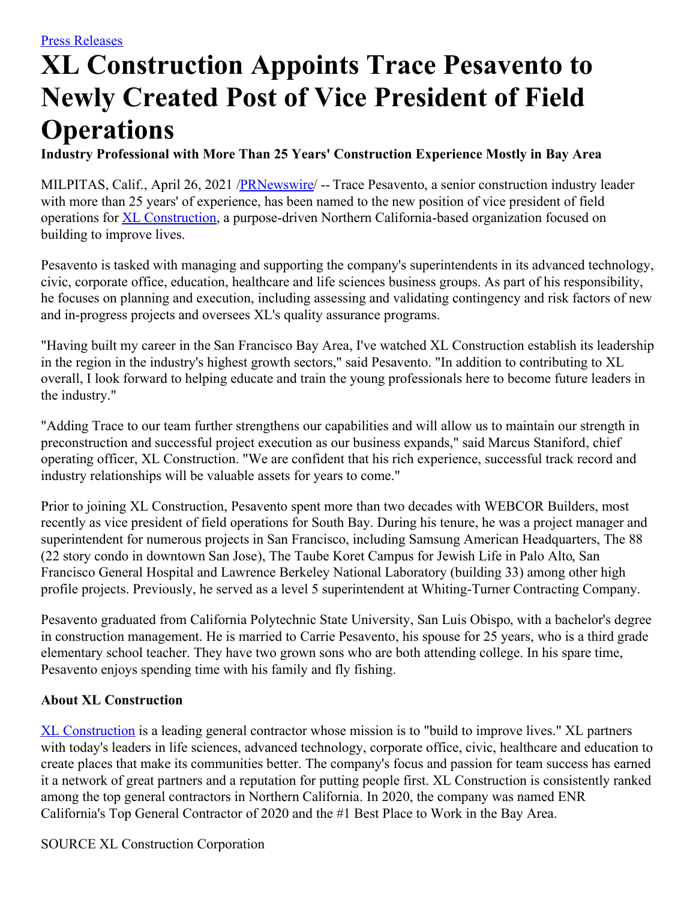[Press Releases](#)

# XL Construction Appoints Trace Pesavento to Newly Created Post of Vice President of Field Operations

**Industry Professional with More Than 25 Years' Construction Experience Mostly in Bay Area**

MILPITAS, Calif., April 26, 2021 /[PRNewswire](#)/ -- Trace Pesavento, a senior construction industry leader with more than 25 years' of experience, has been named to the new position of vice president of field operations for [XL Construction](#), a purpose-driven Northern California-based organization focused on building to improve lives.

Pesavento is tasked with managing and supporting the company's superintendents in its advanced technology, civic, corporate office, education, healthcare and life sciences business groups. As part of his responsibility, he focuses on planning and execution, including assessing and validating contingency and risk factors of new and in-progress projects and oversees XL's quality assurance programs.

"Having built my career in the San Francisco Bay Area, I've watched XL Construction establish its leadership in the region in the industry's highest growth sectors," said Pesavento. "In addition to contributing to XL overall, I look forward to helping educate and train the young professionals here to become future leaders in the industry."

"Adding Trace to our team further strengthens our capabilities and will allow us to maintain our strength in preconstruction and successful project execution as our business expands," said Marcus Staniford, chief operating officer, XL Construction. "We are confident that his rich experience, successful track record and industry relationships will be valuable assets for years to come."

Prior to joining XL Construction, Pesavento spent more than two decades with WEBCOR Builders, most recently as vice president of field operations for South Bay. During his tenure, he was a project manager and superintendent for numerous projects in San Francisco, including Samsung American Headquarters, The 88 (22 story condo in downtown San Jose), The Taube Koret Campus for Jewish Life in Palo Alto, San Francisco General Hospital and Lawrence Berkeley National Laboratory (building 33) among other high profile projects. Previously, he served as a level 5 superintendent at Whiting-Turner Contracting Company.

Pesavento graduated from California Polytechnic State University, San Luis Obispo, with a bachelor's degree in construction management. He is married to Carrie Pesavento, his spouse for 25 years, who is a third grade elementary school teacher. They have two grown sons who are both attending college. In his spare time, Pesavento enjoys spending time with his family and fly fishing.

**About XL Construction**

[XL Construction](#) is a leading general contractor whose mission is to "build to improve lives." XL partners with today's leaders in life sciences, advanced technology, corporate office, civic, healthcare and education to create places that make its communities better. The company's focus and passion for team success has earned it a network of great partners and a reputation for putting people first. XL Construction is consistently ranked among the top general contractors in Northern California. In 2020, the company was named ENR California's Top General Contractor of 2020 and the #1 Best Place to Work in the Bay Area.

SOURCE XL Construction Corporation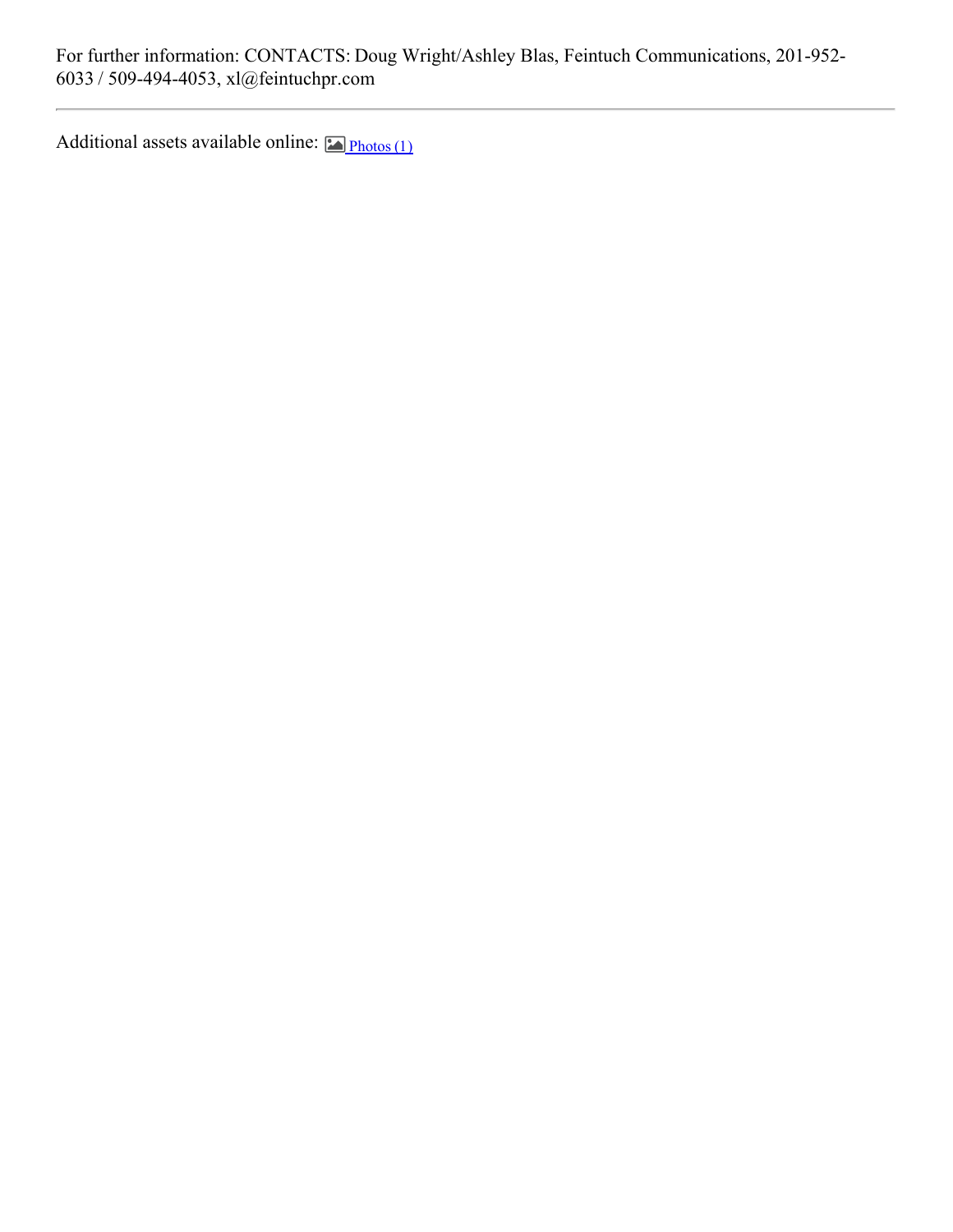For further information: CONTACTS: Doug Wright/Ashley Blas, Feintuch Communications, 201-952-6033 / 509-494-4053, xl@feintuchpr.com

---

Additional assets available online: Photos (1)